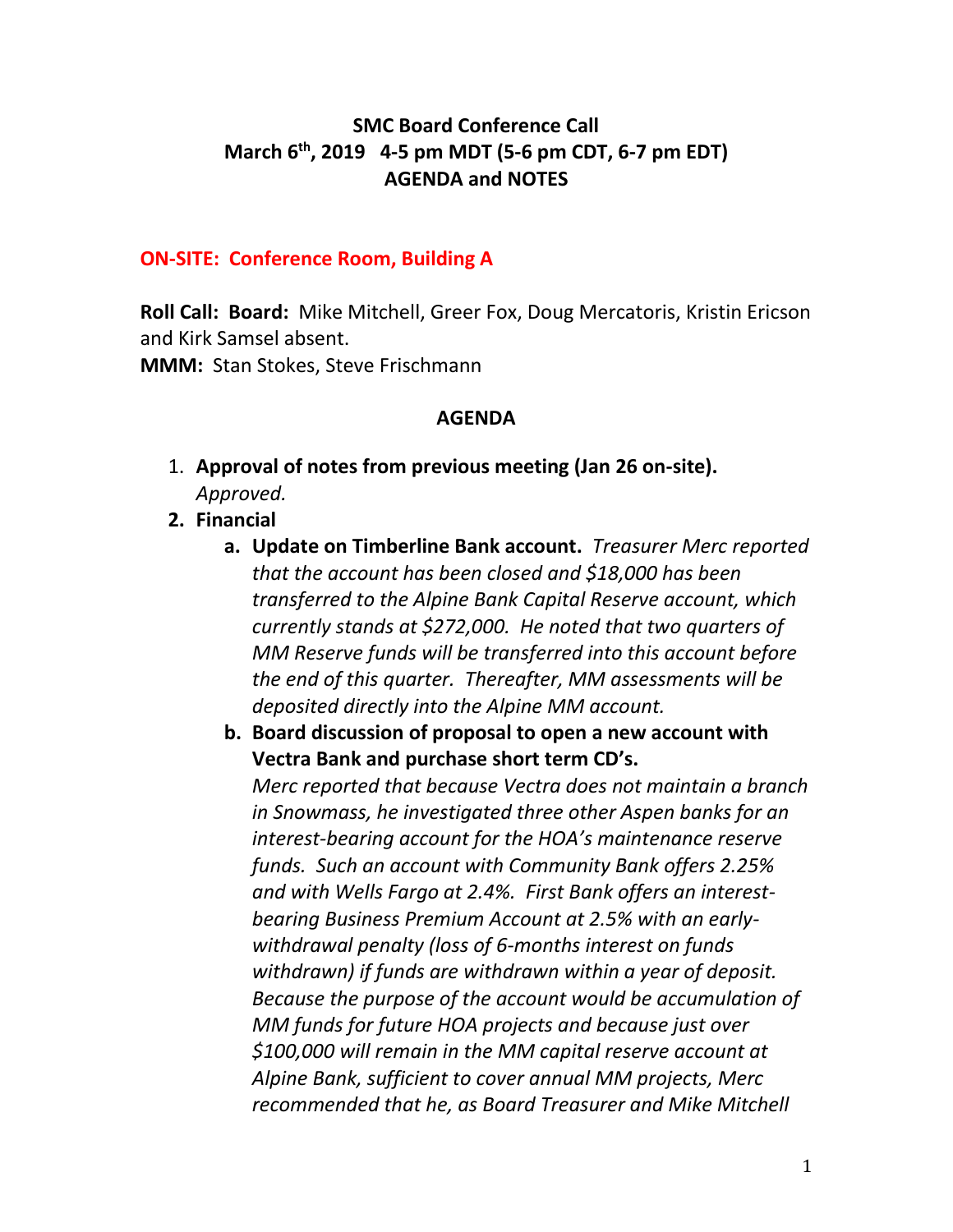**SMC Board Conference Call**
**March 6th, 2019 4-5 pm MDT (5-6 pm CDT, 6-7 pm EDT)**
**AGENDA and NOTES**

**ON-SITE: Conference Room, Building A**

**Roll Call: Board:** Mike Mitchell, Greer Fox, Doug Mercatoris, Kristin Ericson and Kirk Samsel absent.
**MMM:** Stan Stokes, Steve Frischmann

**AGENDA**

1. **Approval of notes from previous meeting (Jan 26 on-site).** *Approved.*
2. **Financial**
   a. **Update on Timberline Bank account.** *Treasurer Merc reported that the account has been closed and $18,000 has been transferred to the Alpine Bank Capital Reserve account, which currently stands at $272,000. He noted that two quarters of MM Reserve funds will be transferred into this account before the end of this quarter. Thereafter, MM assessments will be deposited directly into the Alpine MM account.*
   b. **Board discussion of proposal to open a new account with Vectra Bank and purchase short term CD's.** *Merc reported that because Vectra does not maintain a branch in Snowmass, he investigated three other Aspen banks for an interest-bearing account for the HOA's maintenance reserve funds. Such an account with Community Bank offers 2.25% and with Wells Fargo at 2.4%. First Bank offers an interest-bearing Business Premium Account at 2.5% with an early-withdrawal penalty (loss of 6-months interest on funds withdrawn) if funds are withdrawn within a year of deposit. Because the purpose of the account would be accumulation of MM funds for future HOA projects and because just over $100,000 will remain in the MM capital reserve account at Alpine Bank, sufficient to cover annual MM projects, Merc recommended that he, as Board Treasurer and Mike Mitchell*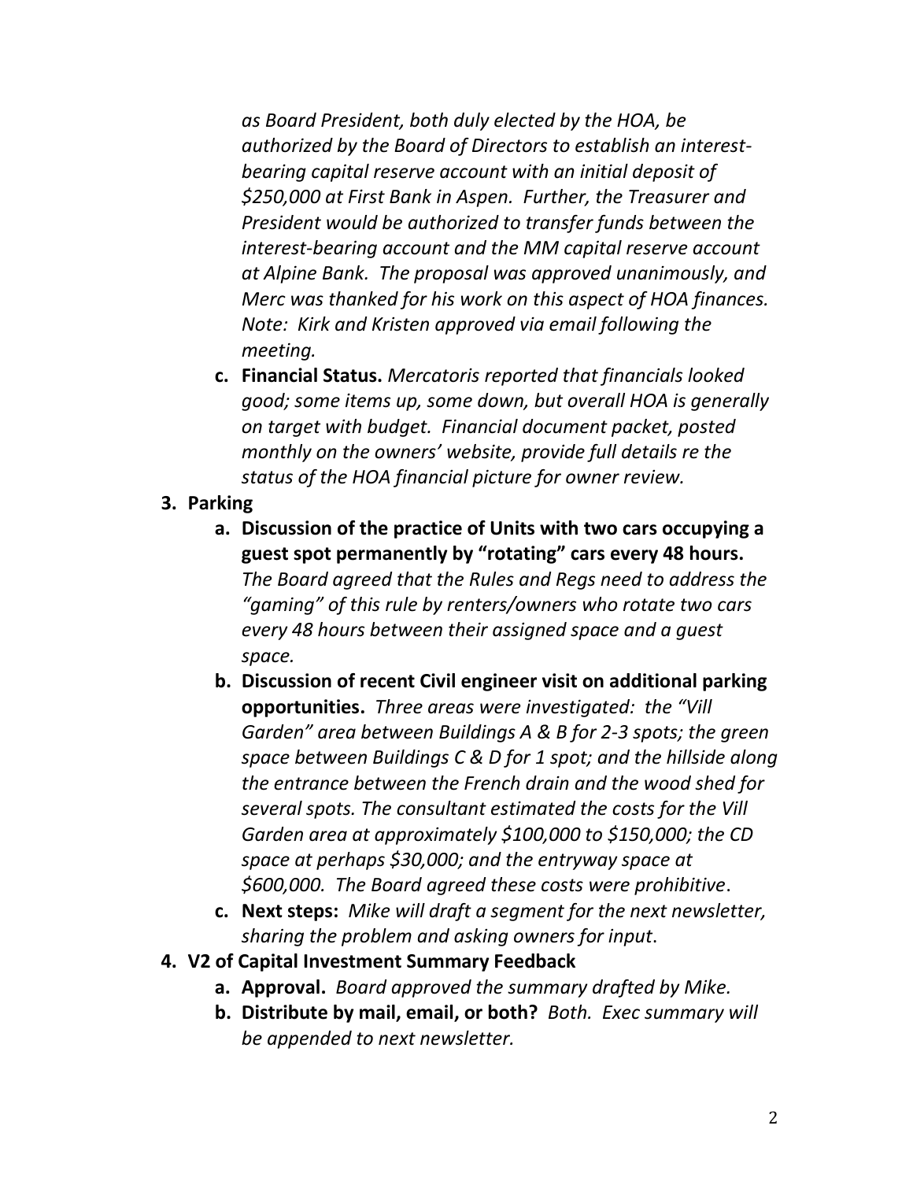*as Board President, both duly elected by the HOA, be authorized by the Board of Directors to establish an interest-bearing capital reserve account with an initial deposit of $250,000 at First Bank in Aspen. Further, the Treasurer and President would be authorized to transfer funds between the interest-bearing account and the MM capital reserve account at Alpine Bank. The proposal was approved unanimously, and Merc was thanked for his work on this aspect of HOA finances. Note: Kirk and Kristen approved via email following the meeting.*

   c. **Financial Status.** *Mercatoris reported that financials looked good; some items up, some down, but overall HOA is generally on target with budget. Financial document packet, posted monthly on the owners' website, provide full details re the status of the HOA financial picture for owner review.*

3. **Parking**
   a. **Discussion of the practice of Units with two cars occupying a guest spot permanently by "rotating" cars every 48 hours.** *The Board agreed that the Rules and Regs need to address the "gaming" of this rule by renters/owners who rotate two cars every 48 hours between their assigned space and a guest space.*
   b. **Discussion of recent Civil engineer visit on additional parking opportunities.** *Three areas were investigated: the "Vill Garden" area between Buildings A & B for 2-3 spots; the green space between Buildings C & D for 1 spot; and the hillside along the entrance between the French drain and the wood shed for several spots. The consultant estimated the costs for the Vill Garden area at approximately $100,000 to $150,000; the CD space at perhaps $30,000; and the entryway space at $600,000. The Board agreed these costs were prohibitive*.
   c. **Next steps:** *Mike will draft a segment for the next newsletter, sharing the problem and asking owners for input*.

4. **V2 of Capital Investment Summary Feedback**
   a. **Approval.** *Board approved the summary drafted by Mike.*
   b. **Distribute by mail, email, or both?** *Both. Exec summary will be appended to next newsletter.*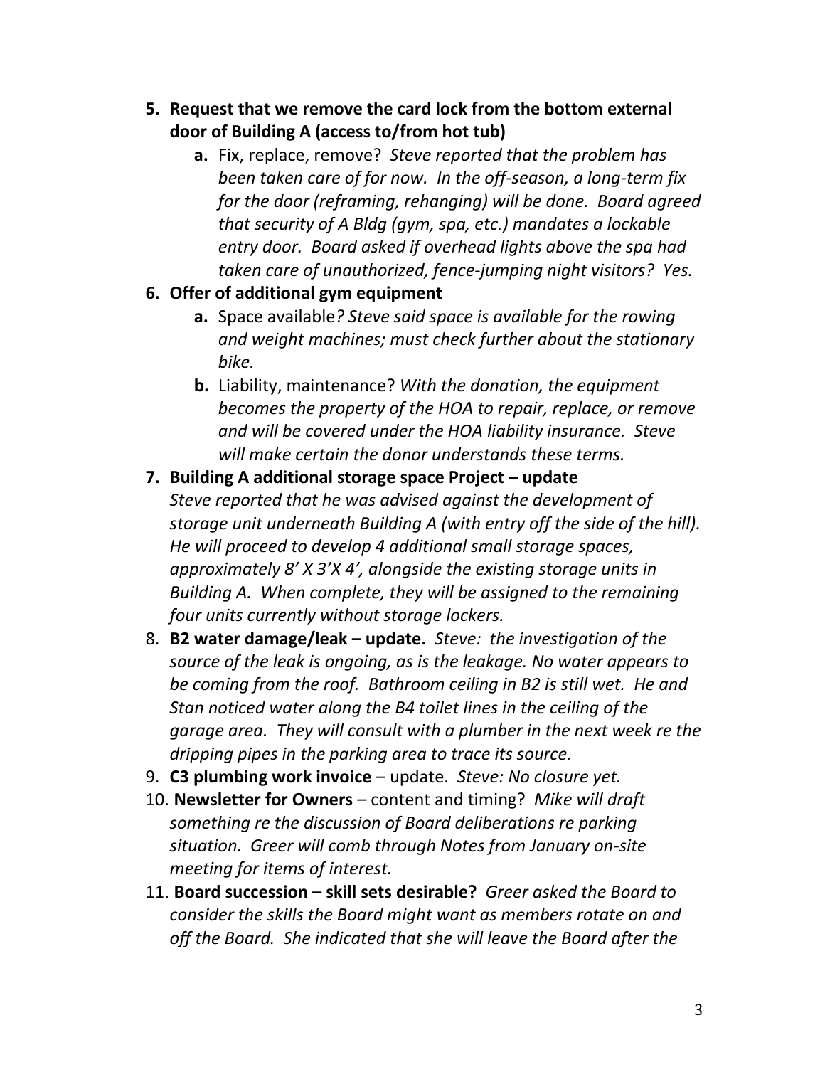5. **Request that we remove the card lock from the bottom external door of Building A (access to/from hot tub)**
    a. Fix, replace, remove? *Steve reported that the problem has been taken care of for now. In the off-season, a long-term fix for the door (reframing, rehanging) will be done. Board agreed that security of A Bldg (gym, spa, etc.) mandates a lockable entry door. Board asked if overhead lights above the spa had taken care of unauthorized, fence-jumping night visitors? Yes.*
6. **Offer of additional gym equipment**
    a. Space available*? Steve said space is available for the rowing and weight machines; must check further about the stationary bike.*
    b. Liability, maintenance? *With the donation, the equipment becomes the property of the HOA to repair, replace, or remove and will be covered under the HOA liability insurance. Steve will make certain the donor understands these terms.*
7. **Building A additional storage space Project – update**
   *Steve reported that he was advised against the development of storage unit underneath Building A (with entry off the side of the hill). He will proceed to develop 4 additional small storage spaces, approximately 8' X 3'X 4', alongside the existing storage units in Building A. When complete, they will be assigned to the remaining four units currently without storage lockers.*
8. **B2 water damage/leak – update.** *Steve: the investigation of the source of the leak is ongoing, as is the leakage. No water appears to be coming from the roof. Bathroom ceiling in B2 is still wet. He and Stan noticed water along the B4 toilet lines in the ceiling of the garage area. They will consult with a plumber in the next week re the dripping pipes in the parking area to trace its source.*
9. **C3 plumbing work invoice** – update. *Steve: No closure yet.*
10. **Newsletter for Owners** – content and timing? *Mike will draft something re the discussion of Board deliberations re parking situation. Greer will comb through Notes from January on-site meeting for items of interest.*
11. **Board succession – skill sets desirable?** *Greer asked the Board to consider the skills the Board might want as members rotate on and off the Board. She indicated that she will leave the Board after the*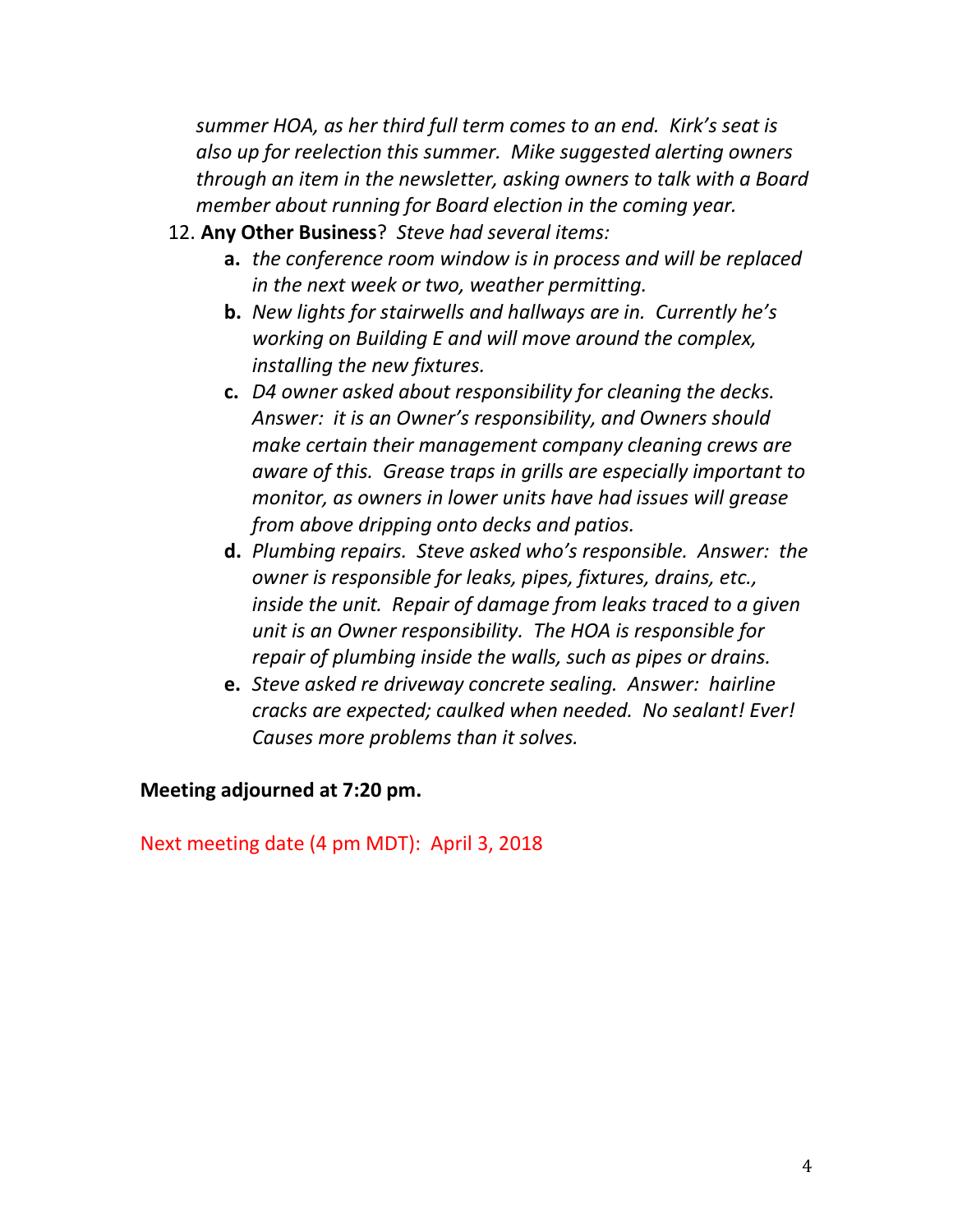*summer HOA, as her third full term comes to an end. Kirk's seat is also up for reelection this summer. Mike suggested alerting owners through an item in the newsletter, asking owners to talk with a Board member about running for Board election in the coming year.*

12. **Any Other Business**? *Steve had several items:*
    - **a.** *the conference room window is in process and will be replaced in the next week or two, weather permitting.*
    - **b.** *New lights for stairwells and hallways are in. Currently he's working on Building E and will move around the complex, installing the new fixtures.*
    - **c.** *D4 owner asked about responsibility for cleaning the decks. Answer: it is an Owner's responsibility, and Owners should make certain their management company cleaning crews are aware of this. Grease traps in grills are especially important to monitor, as owners in lower units have had issues will grease from above dripping onto decks and patios.*
    - **d.** *Plumbing repairs. Steve asked who's responsible. Answer: the owner is responsible for leaks, pipes, fixtures, drains, etc., inside the unit. Repair of damage from leaks traced to a given unit is an Owner responsibility. The HOA is responsible for repair of plumbing inside the walls, such as pipes or drains.*
    - **e.** *Steve asked re driveway concrete sealing. Answer: hairline cracks are expected; caulked when needed. No sealant! Ever! Causes more problems than it solves.*

**Meeting adjourned at 7:20 pm.**

Next meeting date (4 pm MDT): April 3, 2018